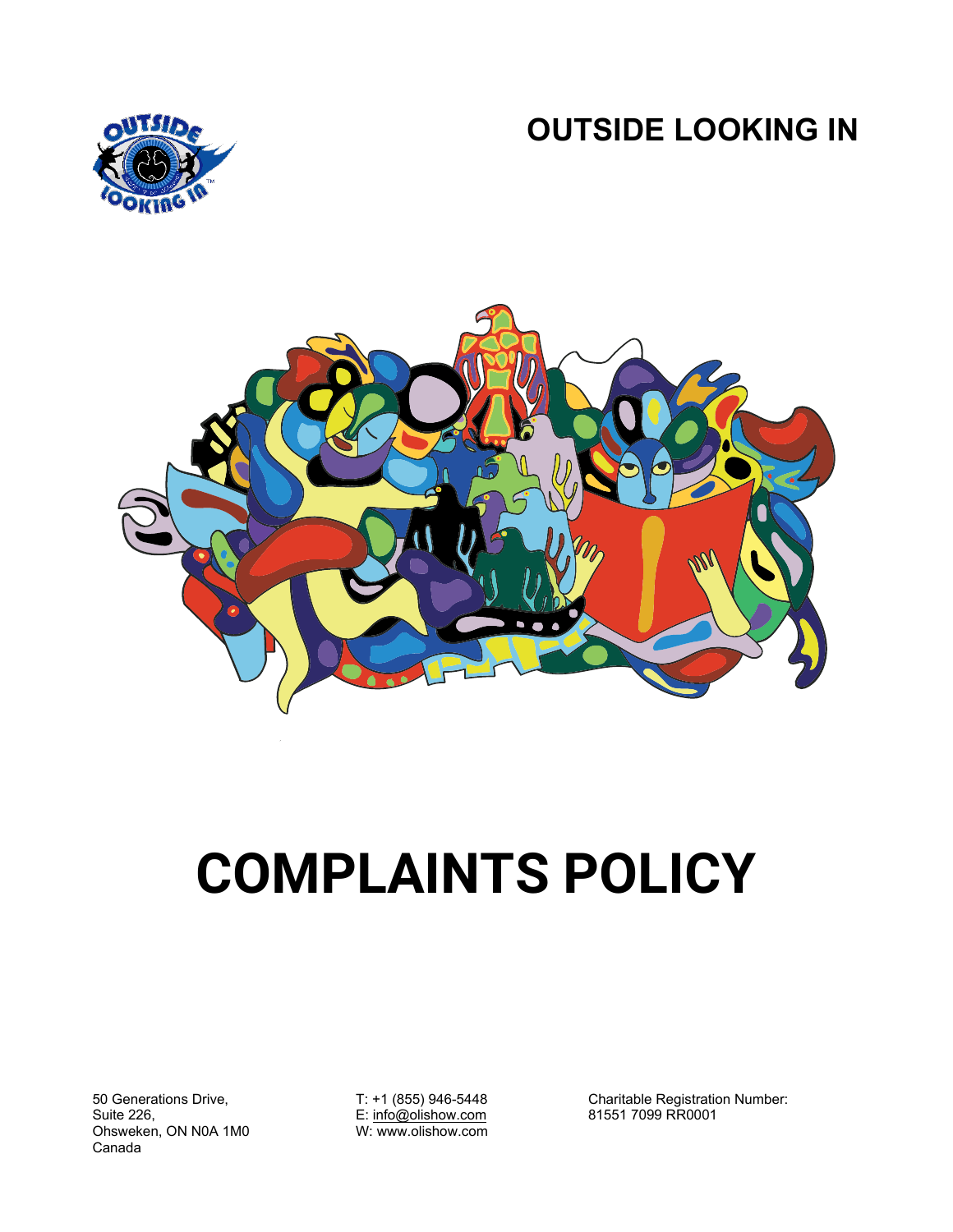**OUTSIDE LOOKING IN**

# COMPLAINTS POLICY

50 Generations Drive,
Suite 226,
Ohsweken, ON N0A 1M0
Canada

T: +1 (855) 946-5448
E: info@olishow.com
W: www.olishow.com

Charitable Registration Number:
81551 7099 RR0001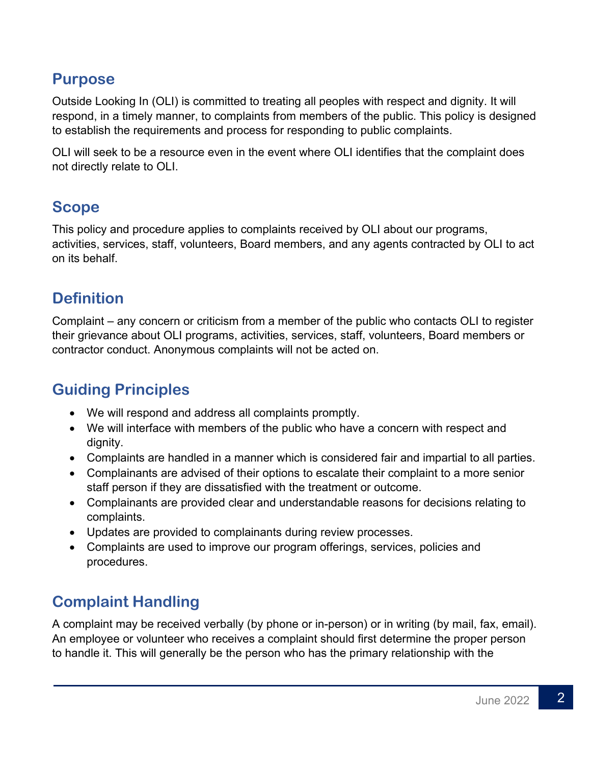## Purpose

Outside Looking In (OLI) is committed to treating all peoples with respect and dignity. It will respond, in a timely manner, to complaints from members of the public. This policy is designed to establish the requirements and process for responding to public complaints.

OLI will seek to be a resource even in the event where OLI identifies that the complaint does not directly relate to OLI.

## Scope

This policy and procedure applies to complaints received by OLI about our programs, activities, services, staff, volunteers, Board members, and any agents contracted by OLI to act on its behalf.

## Definition

Complaint – any concern or criticism from a member of the public who contacts OLI to register their grievance about OLI programs, activities, services, staff, volunteers, Board members or contractor conduct. Anonymous complaints will not be acted on.

## Guiding Principles

- We will respond and address all complaints promptly.
- We will interface with members of the public who have a concern with respect and dignity.
- Complaints are handled in a manner which is considered fair and impartial to all parties.
- Complainants are advised of their options to escalate their complaint to a more senior staff person if they are dissatisfied with the treatment or outcome.
- Complainants are provided clear and understandable reasons for decisions relating to complaints.
- Updates are provided to complainants during review processes.
- Complaints are used to improve our program offerings, services, policies and procedures.

## Complaint Handling

A complaint may be received verbally (by phone or in-person) or in writing (by mail, fax, email). An employee or volunteer who receives a complaint should first determine the proper person to handle it. This will generally be the person who has the primary relationship with the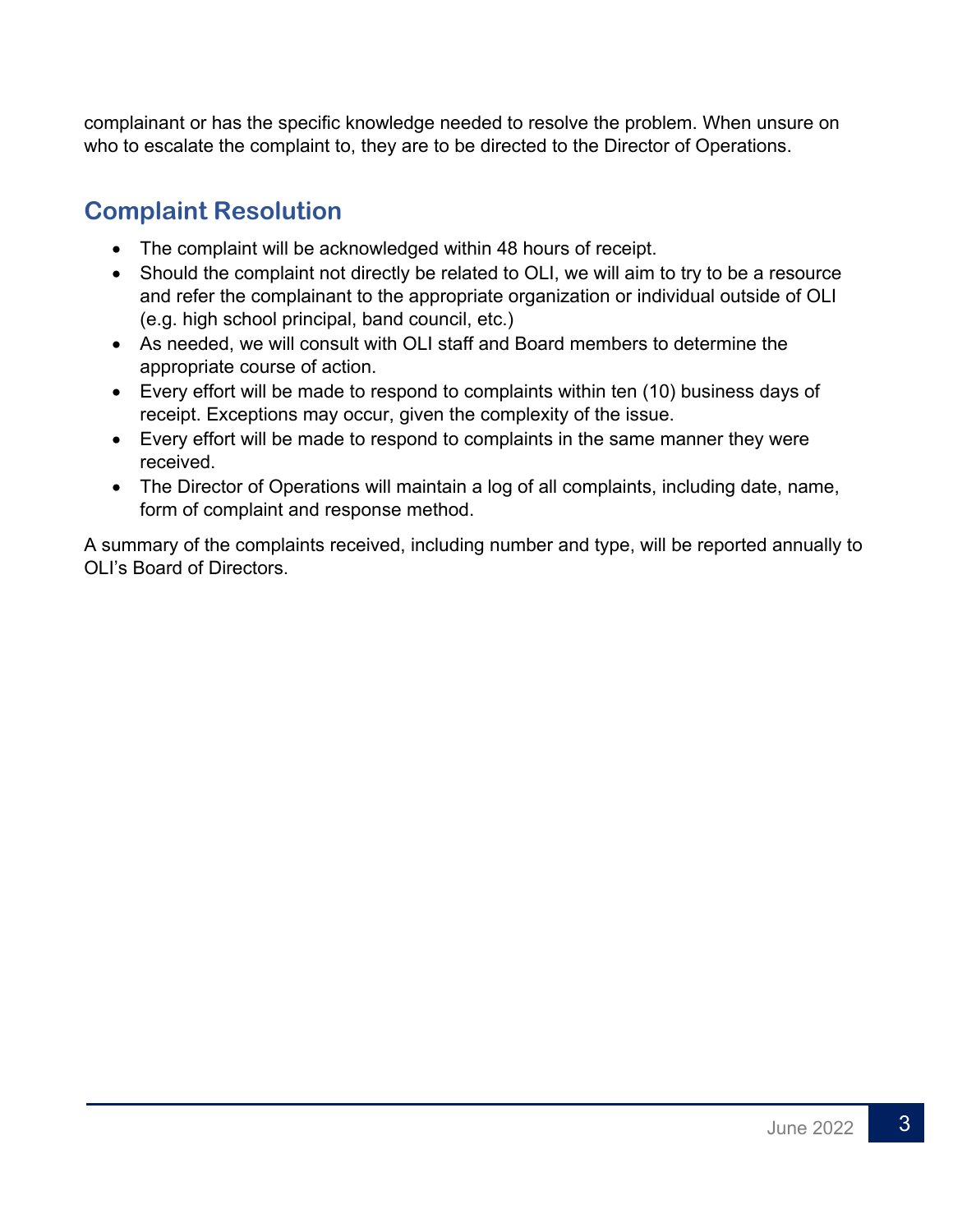complainant or has the specific knowledge needed to resolve the problem. When unsure on who to escalate the complaint to, they are to be directed to the Director of Operations.

## Complaint Resolution

- The complaint will be acknowledged within 48 hours of receipt.
- Should the complaint not directly be related to OLI, we will aim to try to be a resource and refer the complainant to the appropriate organization or individual outside of OLI (e.g. high school principal, band council, etc.)
- As needed, we will consult with OLI staff and Board members to determine the appropriate course of action.
- Every effort will be made to respond to complaints within ten (10) business days of receipt. Exceptions may occur, given the complexity of the issue.
- Every effort will be made to respond to complaints in the same manner they were received.
- The Director of Operations will maintain a log of all complaints, including date, name, form of complaint and response method.

A summary of the complaints received, including number and type, will be reported annually to OLI's Board of Directors.